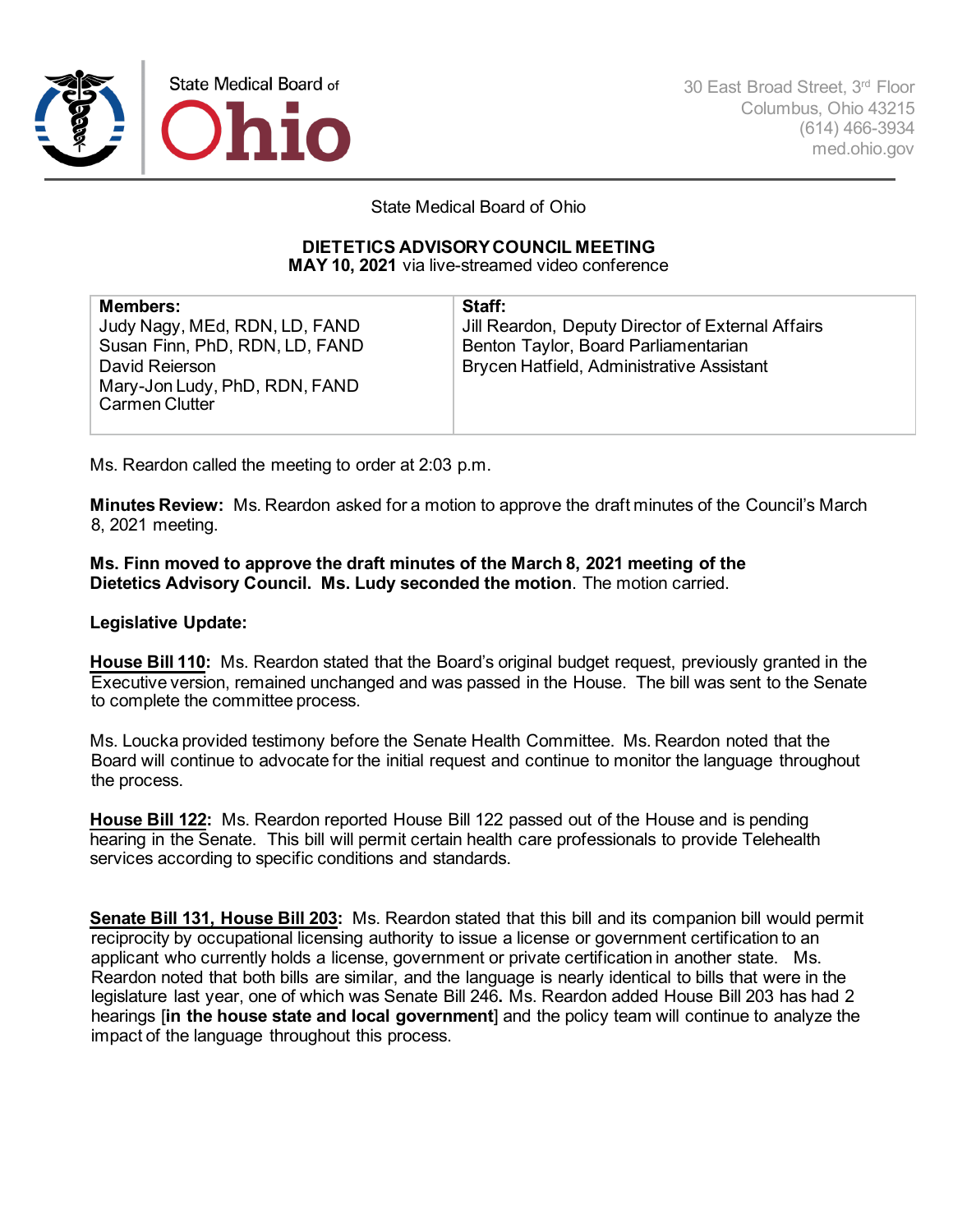State Medical Board of Ohio

30 East Broad Street, 3rd Floor
Columbus, Ohio 43215
(614) 466-3934
med.ohio.gov

State Medical Board of Ohio

**DIETETICS ADVISORY COUNCIL MEETING**
**MAY 10, 2021** via live-streamed video conference

| **Members:** | **Staff:** |
|---|---|
| Judy Nagy, MEd, RDN, LD, FAND<br>Susan Finn, PhD, RDN, LD, FAND<br>David Reierson<br>Mary-Jon Ludy, PhD, RDN, FAND<br>Carmen Clutter | Jill Reardon, Deputy Director of External Affairs<br>Benton Taylor, Board Parliamentarian<br>Brycen Hatfield, Administrative Assistant |

Ms. Reardon called the meeting to order at 2:03 p.m.

**Minutes Review:** Ms. Reardon asked for a motion to approve the draft minutes of the Council's March 8, 2021 meeting.

**Ms. Finn moved to approve the draft minutes of the March 8, 2021 meeting of the Dietetics Advisory Council. Ms. Ludy seconded the motion**. The motion carried.

**Legislative Update:**

**House Bill 110:** Ms. Reardon stated that the Board's original budget request, previously granted in the Executive version, remained unchanged and was passed in the House. The bill was sent to the Senate to complete the committee process.

Ms. Loucka provided testimony before the Senate Health Committee. Ms. Reardon noted that the Board will continue to advocate for the initial request and continue to monitor the language throughout the process.

**House Bill 122:** Ms. Reardon reported House Bill 122 passed out of the House and is pending hearing in the Senate. This bill will permit certain health care professionals to provide Telehealth services according to specific conditions and standards.

**Senate Bill 131, House Bill 203:** Ms. Reardon stated that this bill and its companion bill would permit reciprocity by occupational licensing authority to issue a license or government certification to an applicant who currently holds a license, government or private certification in another state. Ms. Reardon noted that both bills are similar, and the language is nearly identical to bills that were in the legislature last year, one of which was Senate Bill 246**.** Ms. Reardon added House Bill 203 has had 2 hearings [**in the house state and local government**] and the policy team will continue to analyze the impact of the language throughout this process.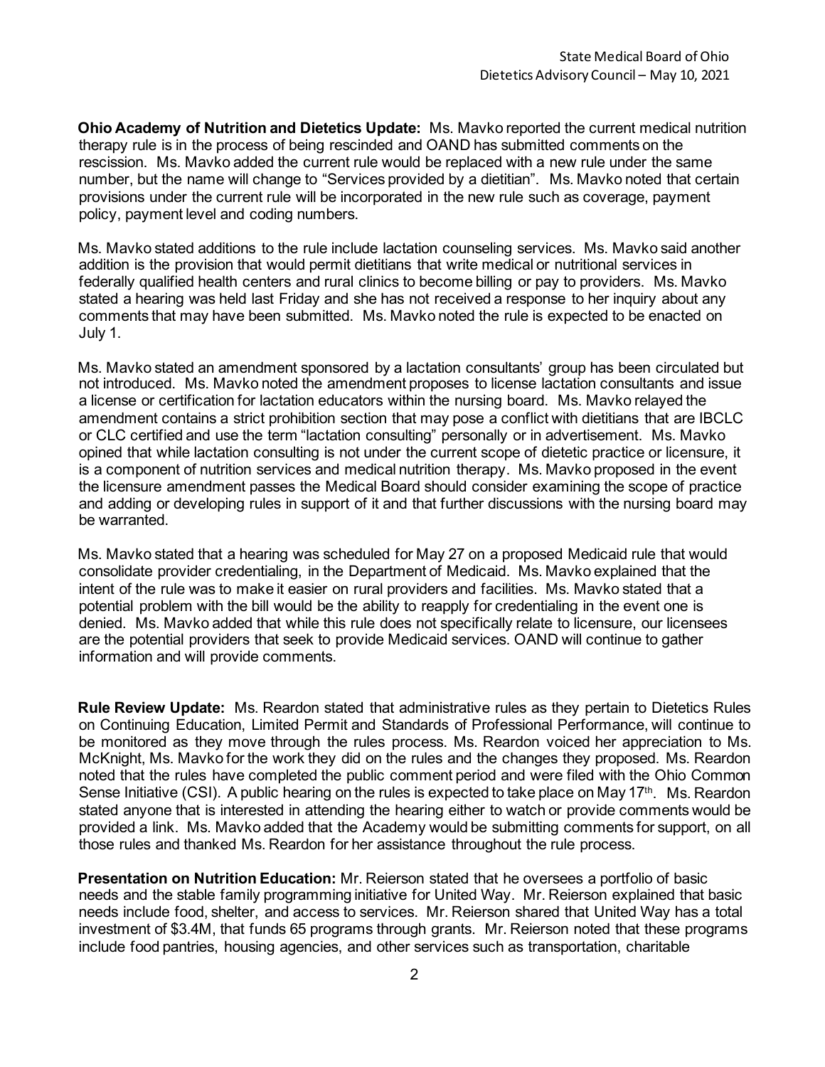**Ohio Academy of Nutrition and Dietetics Update:** Ms. Mavko reported the current medical nutrition therapy rule is in the process of being rescinded and OAND has submitted comments on the rescission. Ms. Mavko added the current rule would be replaced with a new rule under the same number, but the name will change to "Services provided by a dietitian". Ms. Mavko noted that certain provisions under the current rule will be incorporated in the new rule such as coverage, payment policy, payment level and coding numbers.

Ms. Mavko stated additions to the rule include lactation counseling services. Ms. Mavko said another addition is the provision that would permit dietitians that write medical or nutritional services in federally qualified health centers and rural clinics to become billing or pay to providers. Ms. Mavko stated a hearing was held last Friday and she has not received a response to her inquiry about any comments that may have been submitted. Ms. Mavko noted the rule is expected to be enacted on July 1.

Ms. Mavko stated an amendment sponsored by a lactation consultants' group has been circulated but not introduced. Ms. Mavko noted the amendment proposes to license lactation consultants and issue a license or certification for lactation educators within the nursing board. Ms. Mavko relayed the amendment contains a strict prohibition section that may pose a conflict with dietitians that are IBCLC or CLC certified and use the term "lactation consulting" personally or in advertisement. Ms. Mavko opined that while lactation consulting is not under the current scope of dietetic practice or licensure, it is a component of nutrition services and medical nutrition therapy. Ms. Mavko proposed in the event the licensure amendment passes the Medical Board should consider examining the scope of practice and adding or developing rules in support of it and that further discussions with the nursing board may be warranted.

Ms. Mavko stated that a hearing was scheduled for May 27 on a proposed Medicaid rule that would consolidate provider credentialing, in the Department of Medicaid. Ms. Mavko explained that the intent of the rule was to make it easier on rural providers and facilities. Ms. Mavko stated that a potential problem with the bill would be the ability to reapply for credentialing in the event one is denied. Ms. Mavko added that while this rule does not specifically relate to licensure, our licensees are the potential providers that seek to provide Medicaid services. OAND will continue to gather information and will provide comments.

**Rule Review Update:** Ms. Reardon stated that administrative rules as they pertain to Dietetics Rules on Continuing Education, Limited Permit and Standards of Professional Performance, will continue to be monitored as they move through the rules process. Ms. Reardon voiced her appreciation to Ms. McKnight, Ms. Mavko for the work they did on the rules and the changes they proposed. Ms. Reardon noted that the rules have completed the public comment period and were filed with the Ohio Common Sense Initiative (CSI). A public hearing on the rules is expected to take place on May 17th. Ms. Reardon stated anyone that is interested in attending the hearing either to watch or provide comments would be provided a link. Ms. Mavko added that the Academy would be submitting comments for support, on all those rules and thanked Ms. Reardon for her assistance throughout the rule process.

**Presentation on Nutrition Education:** Mr. Reierson stated that he oversees a portfolio of basic needs and the stable family programming initiative for United Way. Mr. Reierson explained that basic needs include food, shelter, and access to services. Mr. Reierson shared that United Way has a total investment of $3.4M, that funds 65 programs through grants. Mr. Reierson noted that these programs include food pantries, housing agencies, and other services such as transportation, charitable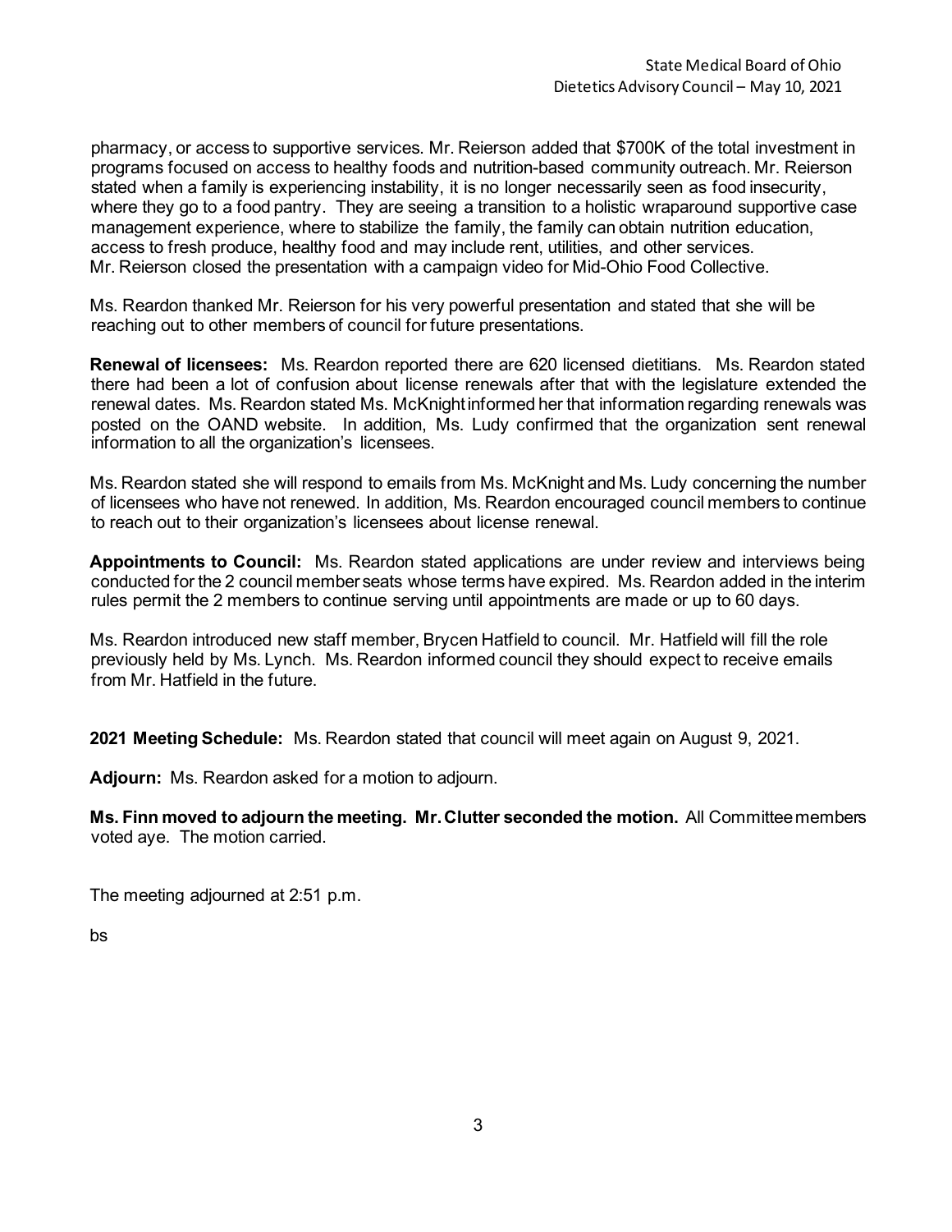pharmacy, or access to supportive services. Mr. Reierson added that $700K of the total investment in programs focused on access to healthy foods and nutrition-based community outreach. Mr. Reierson stated when a family is experiencing instability, it is no longer necessarily seen as food insecurity, where they go to a food pantry. They are seeing a transition to a holistic wraparound supportive case management experience, where to stabilize the family, the family can obtain nutrition education, access to fresh produce, healthy food and may include rent, utilities, and other services. Mr. Reierson closed the presentation with a campaign video for Mid-Ohio Food Collective.

Ms. Reardon thanked Mr. Reierson for his very powerful presentation and stated that she will be reaching out to other members of council for future presentations.

**Renewal of licensees:** Ms. Reardon reported there are 620 licensed dietitians. Ms. Reardon stated there had been a lot of confusion about license renewals after that with the legislature extended the renewal dates. Ms. Reardon stated Ms. McKnight informed her that information regarding renewals was posted on the OAND website. In addition, Ms. Ludy confirmed that the organization sent renewal information to all the organization's licensees.

Ms. Reardon stated she will respond to emails from Ms. McKnight and Ms. Ludy concerning the number of licensees who have not renewed. In addition, Ms. Reardon encouraged council members to continue to reach out to their organization's licensees about license renewal.

**Appointments to Council:** Ms. Reardon stated applications are under review and interviews being conducted for the 2 council member seats whose terms have expired. Ms. Reardon added in the interim rules permit the 2 members to continue serving until appointments are made or up to 60 days.

Ms. Reardon introduced new staff member, Brycen Hatfield to council. Mr. Hatfield will fill the role previously held by Ms. Lynch. Ms. Reardon informed council they should expect to receive emails from Mr. Hatfield in the future.

**2021 Meeting Schedule:** Ms. Reardon stated that council will meet again on August 9, 2021.

**Adjourn:** Ms. Reardon asked for a motion to adjourn.

**Ms. Finn moved to adjourn the meeting. Mr. Clutter seconded the motion.** All Committee members voted aye. The motion carried.

The meeting adjourned at 2:51 p.m.

bs